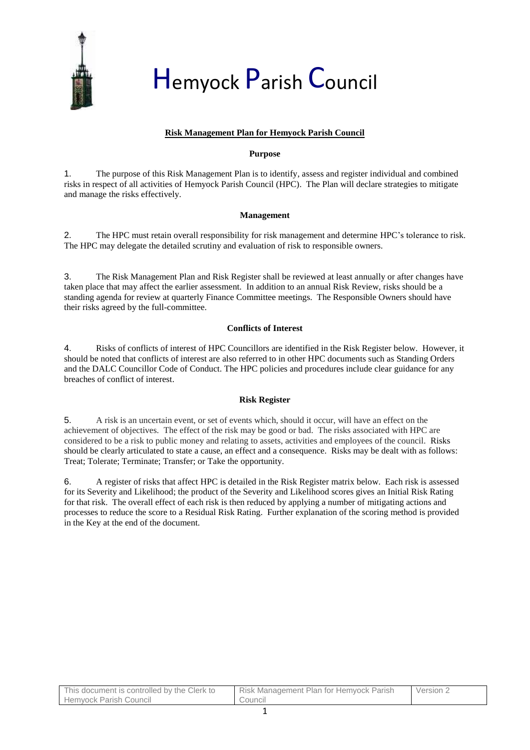# Hemyock Parish Council

**Risk Management Plan for Hemyock Parish Council**

**Purpose**

1. The purpose of this Risk Management Plan is to identify, assess and register individual and combined risks in respect of all activities of Hemyock Parish Council (HPC). The Plan will declare strategies to mitigate and manage the risks effectively.

**Management**

2. The HPC must retain overall responsibility for risk management and determine HPC's tolerance to risk. The HPC may delegate the detailed scrutiny and evaluation of risk to responsible owners.

3. The Risk Management Plan and Risk Register shall be reviewed at least annually or after changes have taken place that may affect the earlier assessment. In addition to an annual Risk Review, risks should be a standing agenda for review at quarterly Finance Committee meetings. The Responsible Owners should have their risks agreed by the full-committee.

**Conflicts of Interest**

4. Risks of conflicts of interest of HPC Councillors are identified in the Risk Register below. However, it should be noted that conflicts of interest are also referred to in other HPC documents such as Standing Orders and the DALC Councillor Code of Conduct. The HPC policies and procedures include clear guidance for any breaches of conflict of interest.

**Risk Register**

5. A risk is an uncertain event, or set of events which, should it occur, will have an effect on the achievement of objectives. The effect of the risk may be good or bad. The risks associated with HPC are considered to be a risk to public money and relating to assets, activities and employees of the council. Risks should be clearly articulated to state a cause, an effect and a consequence. Risks may be dealt with as follows: Treat; Tolerate; Terminate; Transfer; or Take the opportunity.

6. A register of risks that affect HPC is detailed in the Risk Register matrix below. Each risk is assessed for its Severity and Likelihood; the product of the Severity and Likelihood scores gives an Initial Risk Rating for that risk. The overall effect of each risk is then reduced by applying a number of mitigating actions and processes to reduce the score to a Residual Risk Rating. Further explanation of the scoring method is provided in the Key at the end of the document.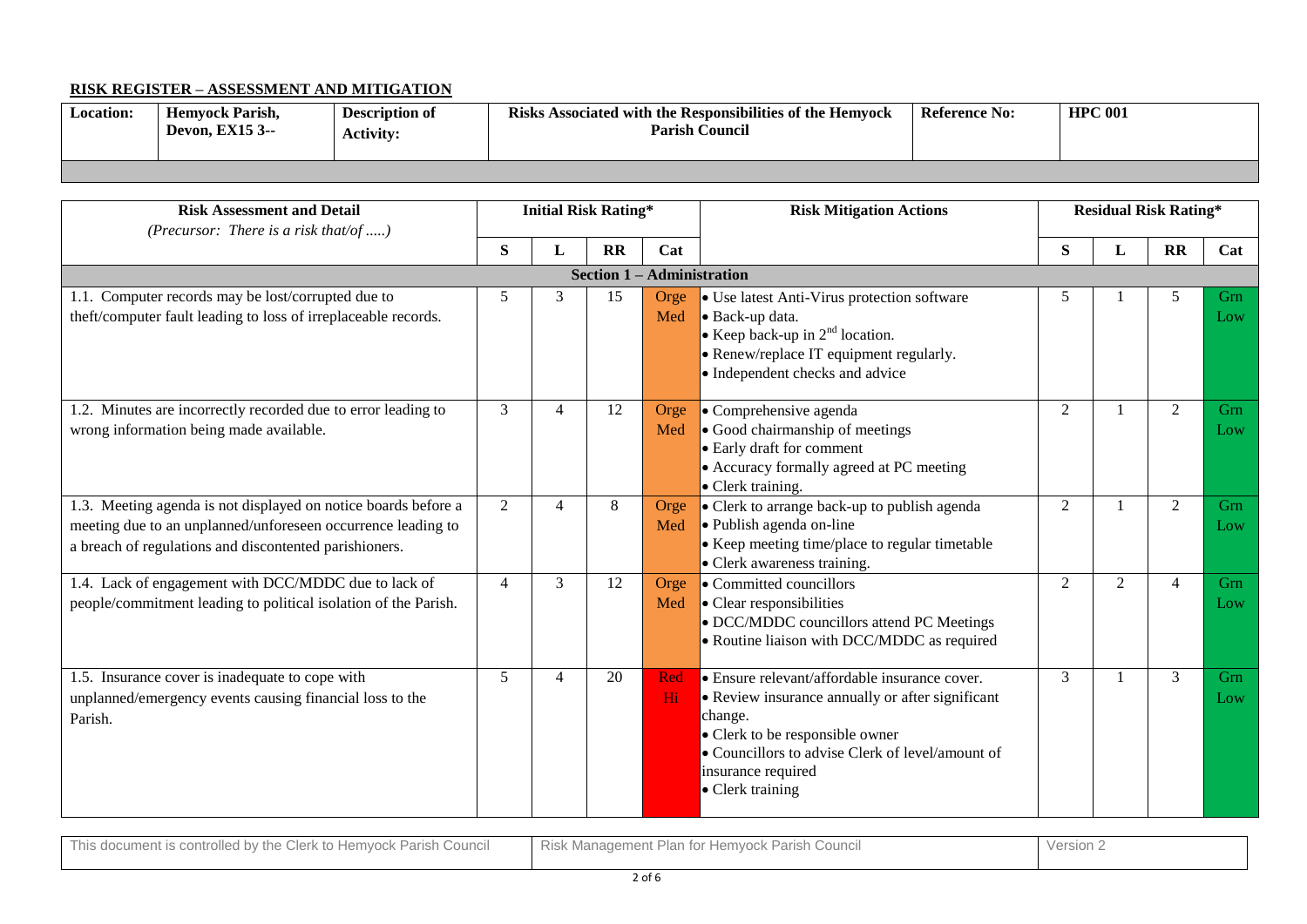**RISK REGISTER – ASSESSMENT AND MITIGATION**

| Location: | Hemyock Parish, Devon, EX15 3-- | Description of Activity: | Risks Associated with the Responsibilities of the Hemyock Parish Council | Reference No: | HPC 001 |
|---|---|---|---|---|---|

| Risk Assessment and Detail *(Precursor: There is a risk that/of .....)* | Initial Risk Rating* | | | | Risk Mitigation Actions | Residual Risk Rating* | | | |
|---|---|---|---|---|---|---|---|---|---|
| | S | L | RR | Cat | | S | L | RR | Cat |
| **Section 1 – Administration** | | | | | | | | | |
| 1.1. Computer records may be lost/corrupted due to theft/computer fault leading to loss of irreplaceable records. | 5 | 3 | 15 | Orge Med | • Use latest Anti-Virus protection software<br>• Back-up data.<br>• Keep back-up in 2nd location.<br>• Renew/replace IT equipment regularly.<br>• Independent checks and advice | 5 | 1 | 5 | Grn Low |
| 1.2. Minutes are incorrectly recorded due to error leading to wrong information being made available. | 3 | 4 | 12 | Orge Med | • Comprehensive agenda<br>• Good chairmanship of meetings<br>• Early draft for comment<br>• Accuracy formally agreed at PC meeting<br>• Clerk training. | 2 | 1 | 2 | Grn Low |
| 1.3. Meeting agenda is not displayed on notice boards before a meeting due to an unplanned/unforeseen occurrence leading to a breach of regulations and discontented parishioners. | 2 | 4 | 8 | Orge Med | • Clerk to arrange back-up to publish agenda<br>• Publish agenda on-line<br>• Keep meeting time/place to regular timetable<br>• Clerk awareness training. | 2 | 1 | 2 | Grn Low |
| 1.4. Lack of engagement with DCC/MDDC due to lack of people/commitment leading to political isolation of the Parish. | 4 | 3 | 12 | Orge Med | • Committed councillors<br>• Clear responsibilities<br>• DCC/MDDC councillors attend PC Meetings<br>• Routine liaison with DCC/MDDC as required | 2 | 2 | 4 | Grn Low |
| 1.5. Insurance cover is inadequate to cope with unplanned/emergency events causing financial loss to the Parish. | 5 | 4 | 20 | Red Hi | • Ensure relevant/affordable insurance cover.<br>• Review insurance annually or after significant change.<br>• Clerk to be responsible owner<br>• Councillors to advise Clerk of level/amount of insurance required<br>• Clerk training | 3 | 1 | 3 | Grn Low |

| This document is controlled by the Clerk to Hemyock Parish Council | Risk Management Plan for Hemyock Parish Council | Version 2 |
|---|---|---|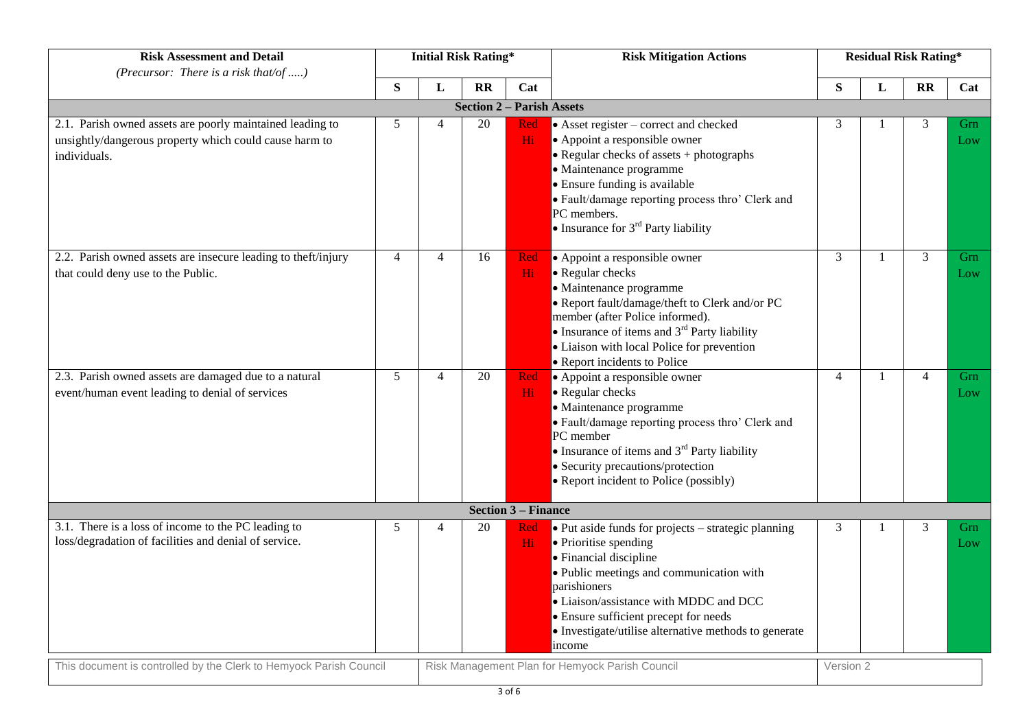| Risk Assessment and Detail *(Precursor: There is a risk that/of .....)* | Initial Risk Rating* | | | | Risk Mitigation Actions | Residual Risk Rating* | | | |
|---|---|---|---|---|---|---|---|---|---|
| | S | L | RR | Cat | | S | L | RR | Cat |
| **Section 2 – Parish Assets** | | | | | | | | | |
| 2.1. Parish owned assets are poorly maintained leading to unsightly/dangerous property which could cause harm to individuals. | 5 | 4 | 20 | Red Hi | • Asset register – correct and checked<br>• Appoint a responsible owner<br>• Regular checks of assets + photographs<br>• Maintenance programme<br>• Ensure funding is available<br>• Fault/damage reporting process thro' Clerk and PC members.<br>• Insurance for 3rd Party liability | 3 | 1 | 3 | Grn Low |
| 2.2. Parish owned assets are insecure leading to theft/injury that could deny use to the Public. | 4 | 4 | 16 | Red Hi | • Appoint a responsible owner<br>• Regular checks<br>• Maintenance programme<br>• Report fault/damage/theft to Clerk and/or PC member (after Police informed).<br>• Insurance of items and 3rd Party liability<br>• Liaison with local Police for prevention<br>• Report incidents to Police | 3 | 1 | 3 | Grn Low |
| 2.3. Parish owned assets are damaged due to a natural event/human event leading to denial of services | 5 | 4 | 20 | Red Hi | • Appoint a responsible owner<br>• Regular checks<br>• Maintenance programme<br>• Fault/damage reporting process thro' Clerk and PC member<br>• Insurance of items and 3rd Party liability<br>• Security precautions/protection<br>• Report incident to Police (possibly) | 4 | 1 | 4 | Grn Low |
| **Section 3 – Finance** | | | | | | | | | |
| 3.1. There is a loss of income to the PC leading to loss/degradation of facilities and denial of service. | 5 | 4 | 20 | Red Hi | • Put aside funds for projects – strategic planning<br>• Prioritise spending<br>• Financial discipline<br>• Public meetings and communication with parishioners<br>• Liaison/assistance with MDDC and DCC<br>• Ensure sufficient precept for needs<br>• Investigate/utilise alternative methods to generate income | 3 | 1 | 3 | Grn Low |

This document is controlled by the Clerk to Hemyock Parish Council | Risk Management Plan for Hemyock Parish Council | Version 2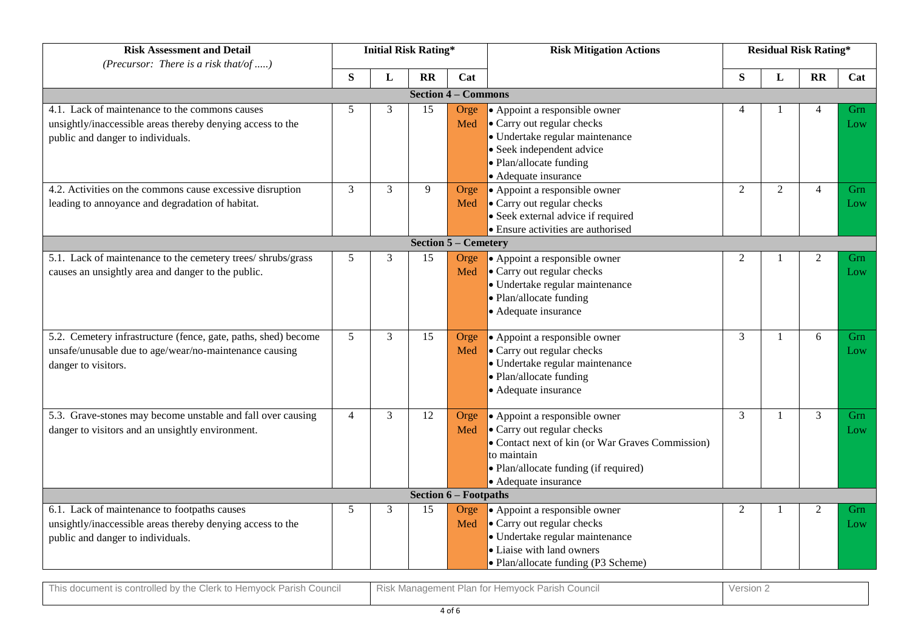| Risk Assessment and Detail *(Precursor: There is a risk that/of .....)* | Initial Risk Rating* | | | | Risk Mitigation Actions | Residual Risk Rating* | | | |
|---|---|---|---|---|---|---|---|---|---|
| | S | L | RR | Cat | | S | L | RR | Cat |
| **Section 4 – Commons** | | | | | | | | | |
| 4.1. Lack of maintenance to the commons causes unsightly/inaccessible areas thereby denying access to the public and danger to individuals. | 5 | 3 | 15 | Orge Med | • Appoint a responsible owner<br>• Carry out regular checks<br>• Undertake regular maintenance<br>• Seek independent advice<br>• Plan/allocate funding<br>• Adequate insurance | 4 | 1 | 4 | Grn Low |
| 4.2. Activities on the commons cause excessive disruption leading to annoyance and degradation of habitat. | 3 | 3 | 9 | Orge Med | • Appoint a responsible owner<br>• Carry out regular checks<br>• Seek external advice if required<br>• Ensure activities are authorised | 2 | 2 | 4 | Grn Low |
| **Section 5 – Cemetery** | | | | | | | | | |
| 5.1. Lack of maintenance to the cemetery trees/ shrubs/grass causes an unsightly area and danger to the public. | 5 | 3 | 15 | Orge Med | • Appoint a responsible owner<br>• Carry out regular checks<br>• Undertake regular maintenance<br>• Plan/allocate funding<br>• Adequate insurance | 2 | 1 | 2 | Grn Low |
| 5.2. Cemetery infrastructure (fence, gate, paths, shed) become unsafe/unusable due to age/wear/no-maintenance causing danger to visitors. | 5 | 3 | 15 | Orge Med | • Appoint a responsible owner<br>• Carry out regular checks<br>• Undertake regular maintenance<br>• Plan/allocate funding<br>• Adequate insurance | 3 | 1 | 6 | Grn Low |
| 5.3. Grave-stones may become unstable and fall over causing danger to visitors and an unsightly environment. | 4 | 3 | 12 | Orge Med | • Appoint a responsible owner<br>• Carry out regular checks<br>• Contact next of kin (or War Graves Commission) to maintain<br>• Plan/allocate funding (if required)<br>• Adequate insurance | 3 | 1 | 3 | Grn Low |
| **Section 6 – Footpaths** | | | | | | | | | |
| 6.1. Lack of maintenance to footpaths causes unsightly/inaccessible areas thereby denying access to the public and danger to individuals. | 5 | 3 | 15 | Orge Med | • Appoint a responsible owner<br>• Carry out regular checks<br>• Undertake regular maintenance<br>• Liaise with land owners<br>• Plan/allocate funding (P3 Scheme) | 2 | 1 | 2 | Grn Low |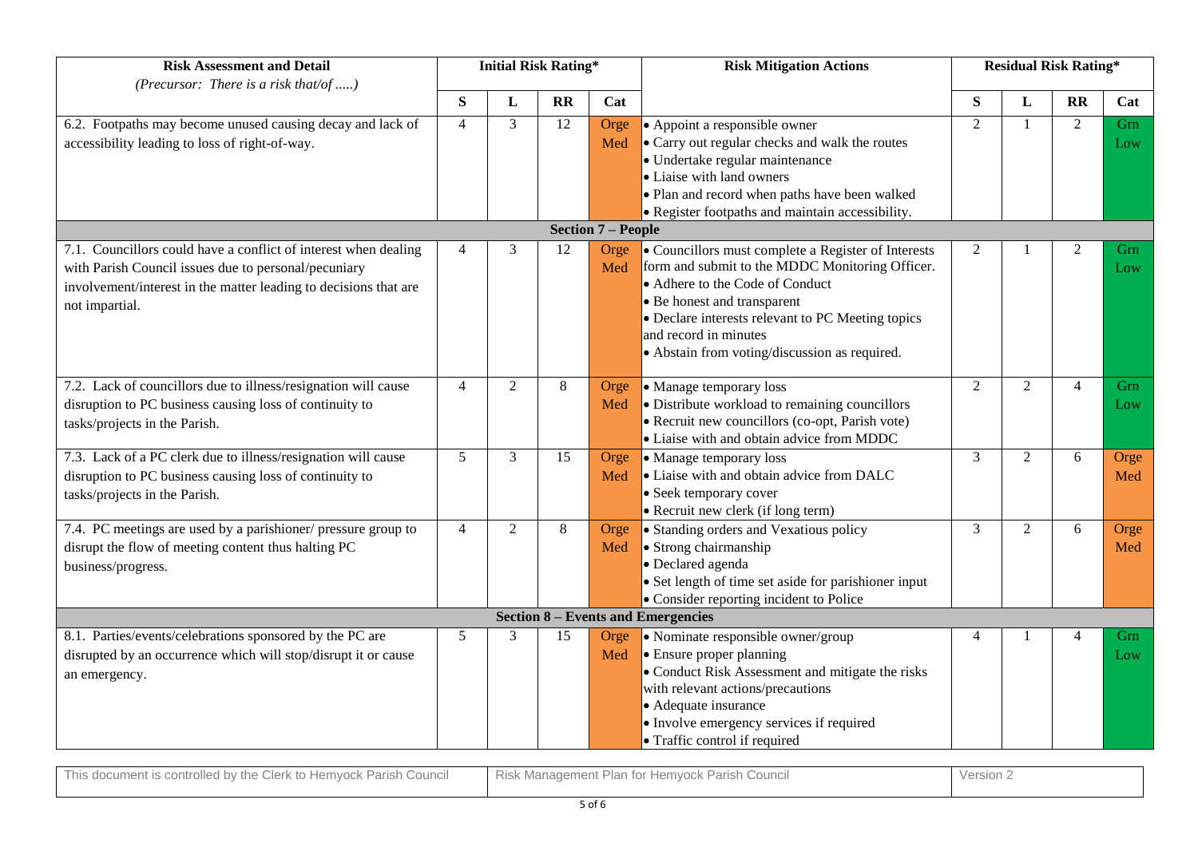| Risk Assessment and Detail *(Precursor: There is a risk that/of .....)* | Initial Risk Rating* | | | | Risk Mitigation Actions | Residual Risk Rating* | | | |
|---|---|---|---|---|---|---|---|---|---|
| | S | L | RR | Cat | | S | L | RR | Cat |
| 6.2. Footpaths may become unused causing decay and lack of accessibility leading to loss of right-of-way. | 4 | 3 | 12 | Orge Med | • Appoint a responsible owner<br>• Carry out regular checks and walk the routes<br>• Undertake regular maintenance<br>• Liaise with land owners<br>• Plan and record when paths have been walked<br>• Register footpaths and maintain accessibility. | 2 | 1 | 2 | Grn Low |
| **Section 7 – People** | | | | | | | | | |
| 7.1. Councillors could have a conflict of interest when dealing with Parish Council issues due to personal/pecuniary involvement/interest in the matter leading to decisions that are not impartial. | 4 | 3 | 12 | Orge Med | • Councillors must complete a Register of Interests form and submit to the MDDC Monitoring Officer.<br>• Adhere to the Code of Conduct<br>• Be honest and transparent<br>• Declare interests relevant to PC Meeting topics and record in minutes<br>• Abstain from voting/discussion as required. | 2 | 1 | 2 | Grn Low |
| 7.2. Lack of councillors due to illness/resignation will cause disruption to PC business causing loss of continuity to tasks/projects in the Parish. | 4 | 2 | 8 | Orge Med | • Manage temporary loss<br>• Distribute workload to remaining councillors<br>• Recruit new councillors (co-opt, Parish vote)<br>• Liaise with and obtain advice from MDDC | 2 | 2 | 4 | Grn Low |
| 7.3. Lack of a PC clerk due to illness/resignation will cause disruption to PC business causing loss of continuity to tasks/projects in the Parish. | 5 | 3 | 15 | Orge Med | • Manage temporary loss<br>• Liaise with and obtain advice from DALC<br>• Seek temporary cover<br>• Recruit new clerk (if long term) | 3 | 2 | 6 | Orge Med |
| 7.4. PC meetings are used by a parishioner/ pressure group to disrupt the flow of meeting content thus halting PC business/progress. | 4 | 2 | 8 | Orge Med | • Standing orders and Vexatious policy<br>• Strong chairmanship<br>• Declared agenda<br>• Set length of time set aside for parishioner input<br>• Consider reporting incident to Police | 3 | 2 | 6 | Orge Med |
| **Section 8 – Events and Emergencies** | | | | | | | | | |
| 8.1. Parties/events/celebrations sponsored by the PC are disrupted by an occurrence which will stop/disrupt it or cause an emergency. | 5 | 3 | 15 | Orge Med | • Nominate responsible owner/group<br>• Ensure proper planning<br>• Conduct Risk Assessment and mitigate the risks with relevant actions/precautions<br>• Adequate insurance<br>• Involve emergency services if required<br>• Traffic control if required | 4 | 1 | 4 | Grn Low |

| This document is controlled by the Clerk to Hemyock Parish Council | Risk Management Plan for Hemyock Parish Council | Version 2 |
|---|---|---|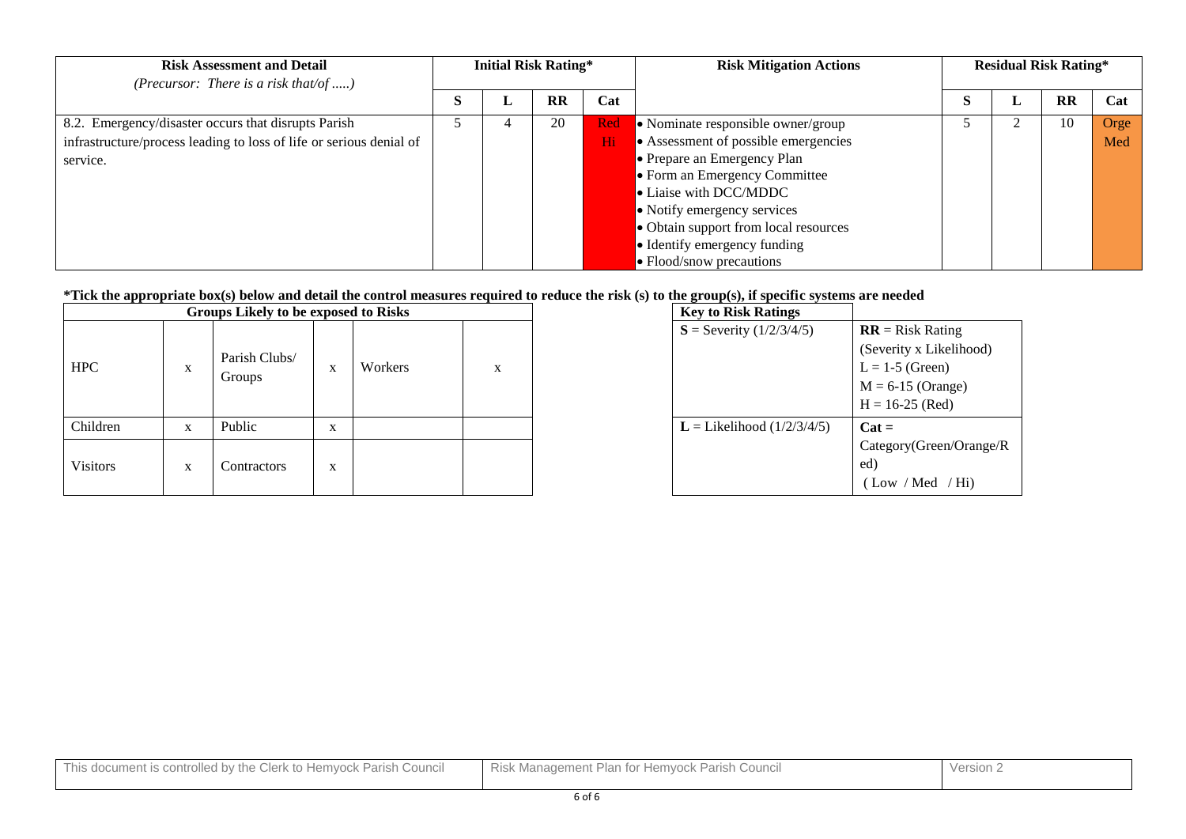| Risk Assessment and Detail *(Precursor: There is a risk that/of .....)* | Initial Risk Rating* | | | | Risk Mitigation Actions | Residual Risk Rating* | | | |
|---|---|---|---|---|---|---|---|---|---|
| | S | L | RR | Cat | | S | L | RR | Cat |
| 8.2. Emergency/disaster occurs that disrupts Parish infrastructure/process leading to loss of life or serious denial of service. | 5 | 4 | 20 | Red Hi | • Nominate responsible owner/group<br>• Assessment of possible emergencies<br>• Prepare an Emergency Plan<br>• Form an Emergency Committee<br>• Liaise with DCC/MDDC<br>• Notify emergency services<br>• Obtain support from local resources<br>• Identify emergency funding<br>• Flood/snow precautions | 5 | 2 | 10 | Orge Med |

**\*Tick the appropriate box(s) below and detail the control measures required to reduce the risk (s) to the group(s), if specific systems are needed**

| Groups Likely to be exposed to Risks | | | | | |
|---|---|---|---|---|---|
| HPC | x | Parish Clubs/ Groups | x | Workers | x |
| Children | x | Public | x | | |
| Visitors | x | Contractors | x | | |

| Key to Risk Ratings | |
|---|---|
| **S** = Severity (1/2/3/4/5) | **RR** = Risk Rating (Severity x Likelihood)<br>L = 1-5 (Green)<br>M = 6-15 (Orange)<br>H = 16-25 (Red) |
| **L** = Likelihood (1/2/3/4/5) | **Cat =** Category(Green/Orange/Red)<br>( Low / Med / Hi) |

| This document is controlled by the Clerk to Hemyock Parish Council | Risk Management Plan for Hemyock Parish Council | Version 2 |
|---|---|---|